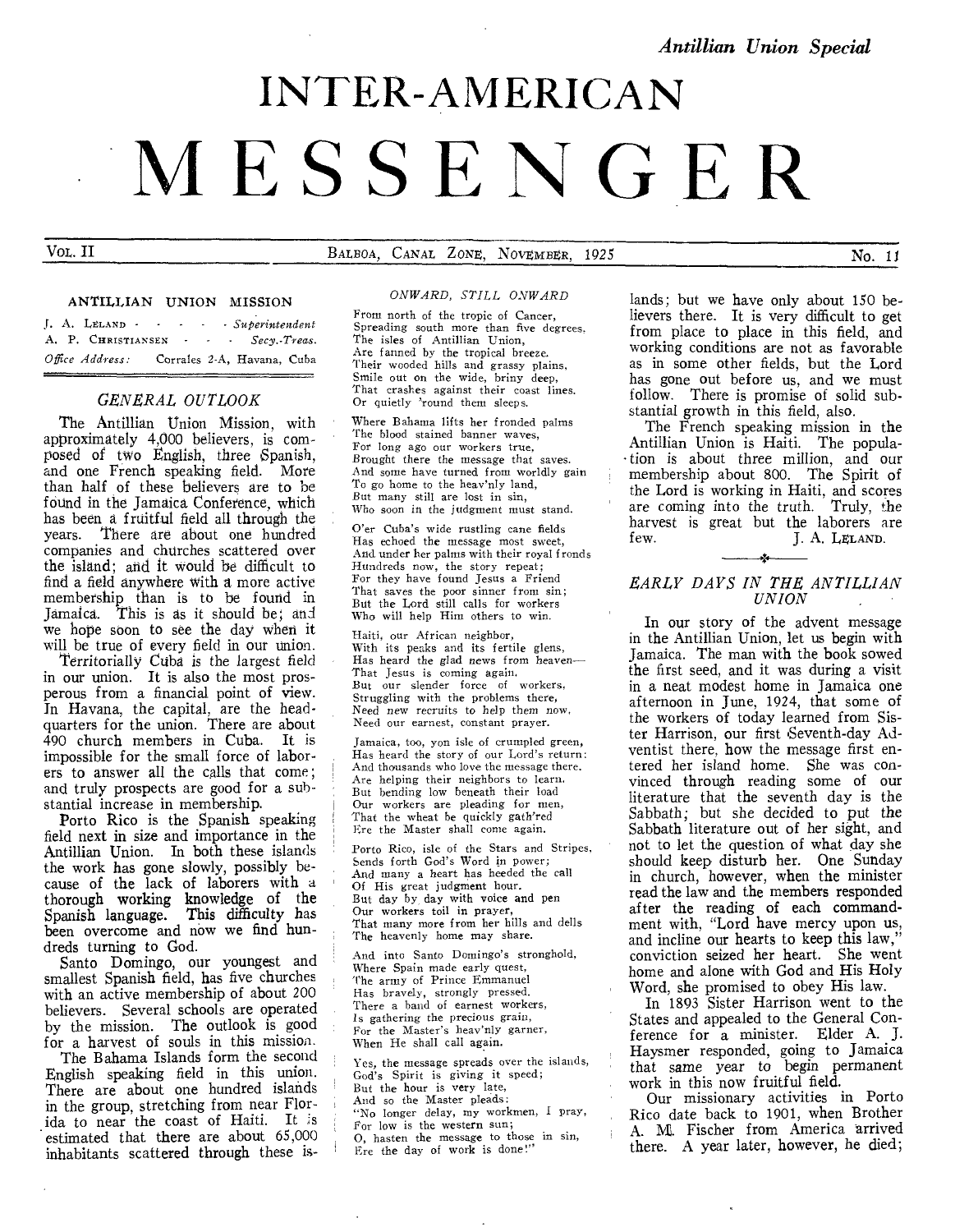*Antillian Union Special*

# INTER-AMERICAN MESSENGER

VOL. II — BALBOA, CANAL ZONE, NOVEMBER, 1925 — No. 11

## ANTILLIAN UNION MISSION

J. A. LELAND - - - - - *Superintendent*
A. P. CHRISTIANSEN - - - *Secy.-Treas.*
*Office Address:* Corrales 2-A, Havana, Cuba

## *GENERAL OUTLOOK*

The Antillian Union Mission, with approximately 4,000 believers, is composed of two English, three Spanish, and one French speaking field. More than half of these believers are to be found in the Jamaica Conference, which has been a fruitful field all through the years. There are about one hundred companies and churches scattered over the island; and it would be difficult to find a field anywhere with a more active membership than is to be found in Jamaica. This is as it should be; and we hope soon to see the day when it will be true of every field in our union.

Territorially Cuba is the largest field in our union. It is also the most prosperous from a financial point of view. In Havana, the capital, are the headquarters for the union. There are about 490 church members in Cuba. It is impossible for the small force of laborers to answer all the calls that come; and truly prospects are good for a substantial increase in membership.

Porto Rico is the Spanish speaking field next in size and importance in the Antillian Union. In both these islands the work has gone slowly, possibly because of the lack of laborers with a thorough working knowledge of the Spanish language. This difficulty has been overcome and now we find hundreds turning to God.

Santo Domingo, our youngest and smallest Spanish field, has five churches with an active membership of about 200 believers. Several schools are operated by the mission. The outlook is good for a harvest of souls in this mission.

The Bahama Islands form the second English speaking field in this union. There are about one hundred islands in the group, stretching from near Florida to near the coast of Haiti. It is estimated that there are about 65,000 inhabitants scattered through these islands; but we have only about 150 believers there. It is very difficult to get from place to place in this field, and working conditions are not as favorable as in some other fields, but the Lord has gone out before us, and we must follow. There is promise of solid substantial growth in this field, also.

The French speaking mission in the Antillian Union is Haiti. The population is about three million, and our membership about 800. The Spirit of the Lord is working in Haiti, and scores are coming into the truth. Truly, the harvest is great but the laborers are few.

J. A. LELAND.

## *ONWARD, STILL ONWARD*

From north of the tropic of Cancer,
Spreading south more than five degrees,
The isles of Antillian Union,
Are fanned by the tropical breeze.
Their wooded hills and grassy plains,
Smile out on the wide, briny deep,
That crashes against their coast lines.
Or quietly 'round them sleeps.

Where Bahama lifts her fronded palms
The blood stained banner waves,
For long ago our workers true,
Brought there the message that saves.
And some have turned from worldly gain
To go home to the heav'nly land,
But many still are lost in sin,
Who soon in the judgment must stand.

O'er Cuba's wide rustling cane fields
Has echoed the message most sweet,
And under her palms with their royal fronds
Hundreds now, the story repeat;
For they have found Jesus a Friend
That saves the poor sinner from sin;
But the Lord still calls for workers
Who will help Him others to win.

Haiti, our African neighbor,
With its peaks and its fertile glens,
Has heard the glad news from heaven—
That Jesus is coming again.
But our slender force of workers,
Struggling with the problems there,
Need new recruits to help them now,
Need our earnest, constant prayer.

Jamaica, too, yon isle of crumpled green,
Has heard the story of our Lord's return:
And thousands who love the message there,
Are helping their neighbors to learn.
But bending low beneath their load
Our workers are pleading for men,
That the wheat be quickly gath'red
Ere the Master shall come again.

Porto Rico, isle of the Stars and Stripes,
Sends forth God's Word in power;
And many a heart has heeded the call
Of His great judgment hour.
But day by day with voice and pen
Our workers toil in prayer,
That many more from her hills and dells
The heavenly home may share.

And into Santo Domingo's stronghold,
Where Spain made early quest,
The army of Prince Emmanuel
Has bravely, strongly pressed.
There a band of earnest workers,
Is gathering the precious grain,
For the Master's heav'nly garner,
When He shall call again.

Yes, the message spreads over the islands,
God's Spirit is giving it speed;
But the hour is very late,
And so the Master pleads:
"No longer delay, my workmen, I pray,
For low is the western sun;
O, hasten the message to those in sin,
Ere the day of work is done!"

## *EARLY DAYS IN THE ANTILLIAN UNION*

In our story of the advent message in the Antillian Union, let us begin with Jamaica. The man with the book sowed the first seed, and it was during a visit in a neat modest home in Jamaica one afternoon in June, 1924, that some of the workers of today learned from Sister Harrison, our first Seventh-day Adventist there, how the message first entered her island home. She was convinced through reading some of our literature that the seventh day is the Sabbath; but she decided to put the Sabbath literature out of her sight, and not to let the question of what day she should keep disturb her. One Sunday in church, however, when the minister read the law and the members responded after the reading of each commandment with, "Lord have mercy upon us, and incline our hearts to keep this law," conviction seized her heart. She went home and alone with God and His Holy Word, she promised to obey His law.

In 1893 Sister Harrison went to the States and appealed to the General Conference for a minister. Elder A. J. Haysmer responded, going to Jamaica that same year to begin permanent work in this now fruitful field.

Our missionary activities in Porto Rico date back to 1901, when Brother A. M. Fischer from America arrived there. A year later, however, he died;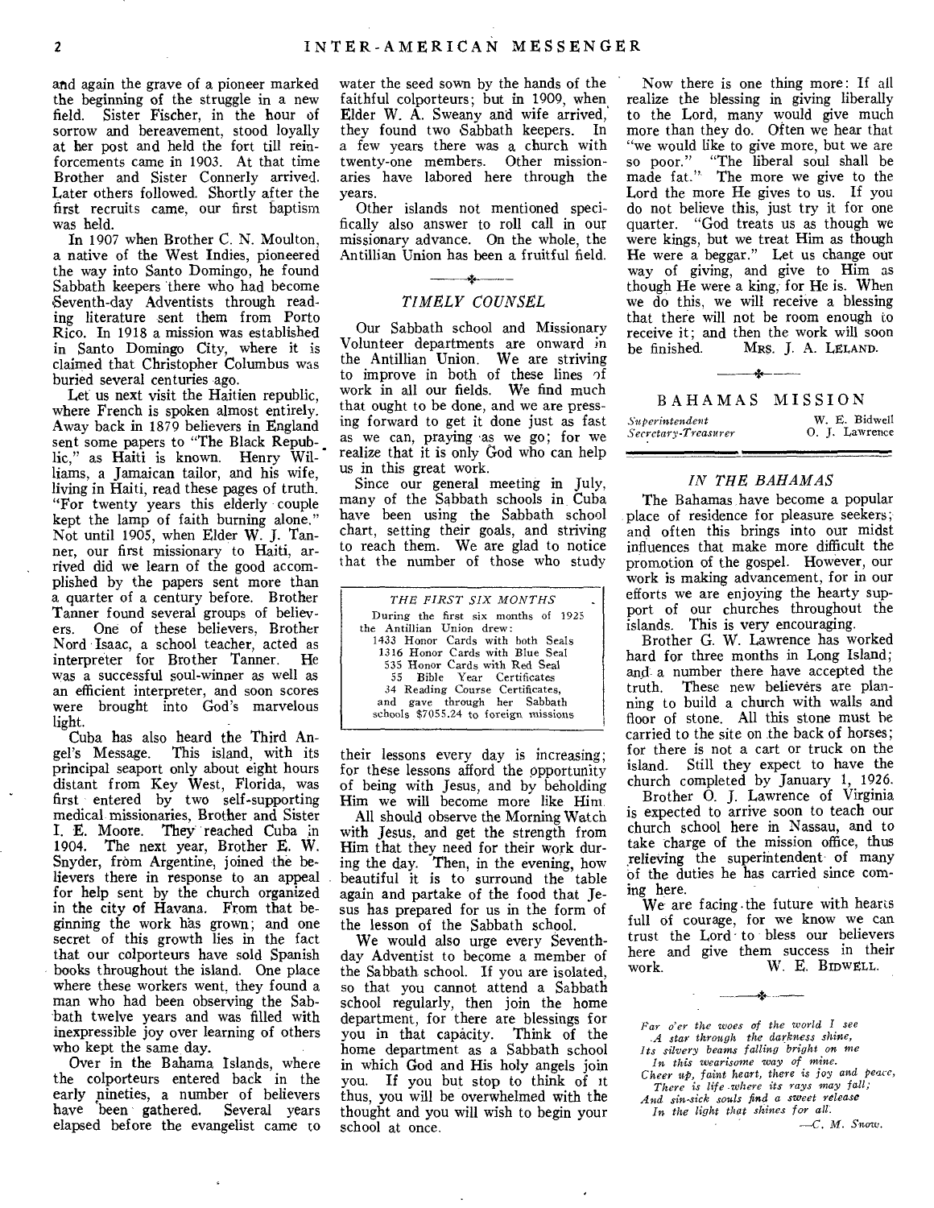and again the grave of a pioneer marked the beginning of the struggle in a new field. Sister Fischer, in the hour of sorrow and bereavement, stood loyally at her post and held the fort till reinforcements came in 1903. At that time Brother and Sister Connerly arrived. Later others followed. Shortly after the first recruits came, our first baptism was held.

In 1907 when Brother C. N. Moulton, a native of the West Indies, pioneered the way into Santo Domingo, he found Sabbath keepers there who had become Seventh-day Adventists through reading literature sent them from Porto Rico. In 1918 a mission was established in Santo Domingo City, where it is claimed that Christopher Columbus was buried several centuries ago.

Let us next visit the Haitien republic, where French is spoken almost entirely. Away back in 1879 believers in England sent some papers to "The Black Republic," as Haiti is known. Henry Williams, a Jamaican tailor, and his wife, living in Haiti, read these pages of truth. "For twenty years this elderly couple kept the lamp of faith burning alone." Not until 1905, when Elder W. J. Tanner, our first missionary to Haiti, arrived did we learn of the good accomplished by the papers sent more than a quarter of a century before. Brother Tanner found several groups of believers. One of these believers, Brother Nord Isaac, a school teacher, acted as interpreter for Brother Tanner. He was a successful soul-winner as well as an efficient interpreter, and soon scores were brought into God's marvelous light.

Cuba has also heard the Third Angel's Message. This island, with its principal seaport only about eight hours distant from Key West, Florida, was first entered by two self-supporting medical missionaries, Brother and Sister I. E. Moore. They reached Cuba in 1904. The next year, Brother E. W. Snyder, from Argentine, joined the believers there in response to an appeal for help sent by the church organized in the city of Havana. From that beginning the work has grown; and one secret of this growth lies in the fact that our colporteurs have sold Spanish books throughout the island. One place where these workers went, they found a man who had been observing the Sabbath twelve years and was filled with inexpressible joy over learning of others who kept the same day.

Over in the Bahama Islands, where the colporteurs entered back in the early nineties, a number of believers have been gathered. Several years elapsed before the evangelist came to water the seed sown by the hands of the faithful colporteurs; but in 1909, when Elder W. A. Sweany and wife arrived, they found two Sabbath keepers. In a few years there was a church with twenty-one members. Other missionaries have labored here through the years.

Other islands not mentioned specifically also answer to roll call in our missionary advance. On the whole, the Antillian Union has been a fruitful field.

### *TIMELY COUNSEL*

Our Sabbath school and Missionary Volunteer departments are onward in the Antillian Union. We are striving to improve in both of these lines of work in all our fields. We find much that ought to be done, and we are pressing forward to get it done just as fast as we can, praying as we go; for we realize that it is only God who can help us in this great work.

Since our general meeting in July, many of the Sabbath schools in Cuba have been using the Sabbath school chart, setting their goals, and striving to reach them. We are glad to notice that the number of those who study their lessons every day is increasing; for these lessons afford the opportunity of being with Jesus, and by beholding Him we will become more like Him.

> *THE FIRST SIX MONTHS*
>
> During the first six months of 1925 the Antillian Union drew:
> 1433 Honor Cards with both Seals
> 1316 Honor Cards with Blue Seal
> 535 Honor Cards with Red Seal
> 55 Bible Year Certificates
> 34 Reading Course Certificates,
> and gave through her Sabbath schools $7055.24 to foreign missions

All should observe the Morning Watch with Jesus, and get the strength from Him that they need for their work during the day. Then, in the evening, how beautiful it is to surround the table again and partake of the food that Jesus has prepared for us in the form of the lesson of the Sabbath school.

We would also urge every Seventh-day Adventist to become a member of the Sabbath school. If you are isolated, so that you cannot attend a Sabbath school regularly, then join the home department, for there are blessings for you in that capacity. Think of the home department as a Sabbath school in which God and His holy angels join you. If you but stop to think of it thus, you will be overwhelmed with the thought and you will wish to begin your school at once.

Now there is one thing more: If all realize the blessing in giving liberally to the Lord, many would give much more than they do. Often we hear that "we would like to give more, but we are so poor." "The liberal soul shall be made fat." The more we give to the Lord the more He gives to us. If you do not believe this, just try it for one quarter. "God treats us as though we were kings, but we treat Him as though He were a beggar." Let us change our way of giving, and give to Him as though He were a king, for He is. When we do this, we will receive a blessing that there will not be room enough to receive it; and then the work will soon be finished. MRS. J. A. LELAND.

## BAHAMAS MISSION

*Superintendent* W. E. Bidwell
*Secretary-Treasurer* O. J. Lawrence

### *IN THE BAHAMAS*

The Bahamas have become a popular place of residence for pleasure seekers; and often this brings into our midst influences that make more difficult the promotion of the gospel. However, our work is making advancement, for in our efforts we are enjoying the hearty support of our churches throughout the islands. This is very encouraging.

Brother G. W. Lawrence has worked hard for three months in Long Island; and a number there have accepted the truth. These new believers are planning to build a church with walls and floor of stone. All this stone must be carried to the site on the back of horses; for there is not a cart or truck on the island. Still they expect to have the church completed by January 1, 1926.

Brother O. J. Lawrence of Virginia is expected to arrive soon to teach our church school here in Nassau, and to take charge of the mission office, thus relieving the superintendent of many of the duties he has carried since coming here.

We are facing the future with hearts full of courage, for we know we can trust the Lord to bless our believers here and give them success in their work. W. E. BIDWELL.

*Far o'er the woes of the world I see*
*A star through the darkness shine,*
*Its silvery beams falling bright on me*
*In this wearisome way of mine.*
*Cheer up, faint heart, there is joy and peace,*
*There is life where its rays may fall;*
*And sin-sick souls find a sweet release*
*In the light that shines for all.*

—*C. M. Snow.*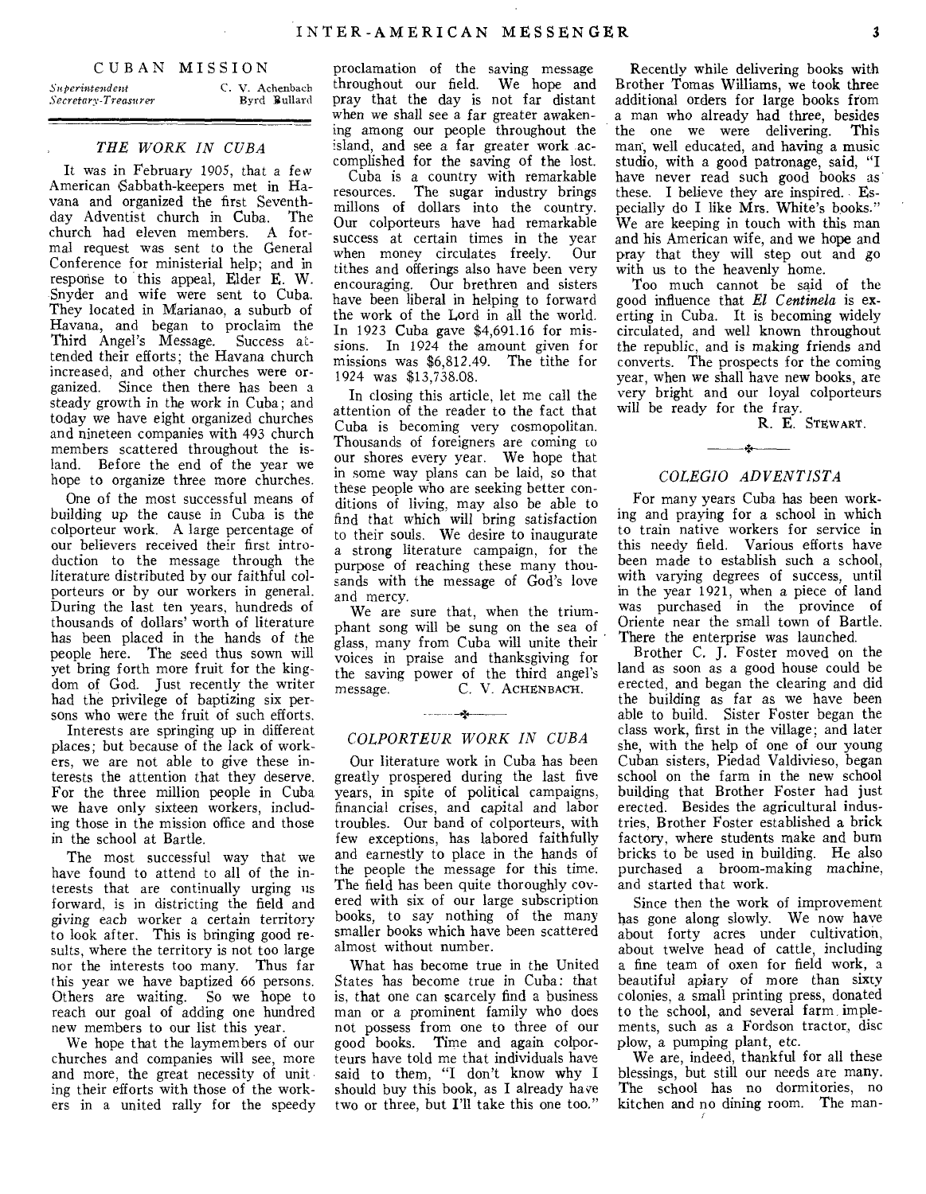## CUBAN MISSION

*Superintendent* C. V. Achenbach
*Secretary-Treasurer* Byrd Bullard

### *THE WORK IN CUBA*

It was in February 1905, that a few American Sabbath-keepers met in Havana and organized the first Seventh-day Adventist church in Cuba. The church had eleven members. A formal request was sent to the General Conference for ministerial help; and in response to this appeal, Elder E. W. Snyder and wife were sent to Cuba. They located in Marianao, a suburb of Havana, and began to proclaim the Third Angel's Message. Success attended their efforts; the Havana church increased, and other churches were organized. Since then there has been a steady growth in the work in Cuba; and today we have eight organized churches and nineteen companies with 493 church members scattered throughout the island. Before the end of the year we hope to organize three more churches.

One of the most successful means of building up the cause in Cuba is the colporteur work. A large percentage of our believers received their first introduction to the message through the literature distributed by our faithful colporteurs or by our workers in general. During the last ten years, hundreds of thousands of dollars' worth of literature has been placed in the hands of the people here. The seed thus sown will yet bring forth more fruit for the kingdom of God. Just recently the writer had the privilege of baptizing six persons who were the fruit of such efforts.

Interests are springing up in different places; but because of the lack of workers, we are not able to give these interests the attention that they deserve. For the three million people in Cuba we have only sixteen workers, including those in the mission office and those in the school at Bartle.

The most successful way that we have found to attend to all of the interests that are continually urging us forward, is in districting the field and giving each worker a certain territory to look after. This is bringing good results, where the territory is not too large nor the interests too many. Thus far this year we have baptized 66 persons. Others are waiting. So we hope to reach our goal of adding one hundred new members to our list this year.

We hope that the laymembers of our churches and companies will see, more and more, the great necessity of uniting their efforts with those of the workers in a united rally for the speedy proclamation of the saving message throughout our field. We hope and pray that the day is not far distant when we shall see a far greater awakening among our people throughout the island, and see a far greater work accomplished for the saving of the lost.

Cuba is a country with remarkable resources. The sugar industry brings millons of dollars into the country. Our colporteurs have had remarkable success at certain times in the year when money circulates freely. Our tithes and offerings also have been very encouraging. Our brethren and sisters have been liberal in helping to forward the work of the Lord in all the world. In 1923 Cuba gave $4,691.16 for missions. In 1924 the amount given for missions was $6,812.49. The tithe for 1924 was $13,738.08.

In closing this article, let me call the attention of the reader to the fact that Cuba is becoming very cosmopolitan. Thousands of foreigners are coming to our shores every year. We hope that in some way plans can be laid, so that these people who are seeking better conditions of living, may also be able to find that which will bring satisfaction to their souls. We desire to inaugurate a strong literature campaign, for the purpose of reaching these many thousands with the message of God's love and mercy.

We are sure that, when the triumphant song will be sung on the sea of glass, many from Cuba will unite their voices in praise and thanksgiving for the saving power of the third angel's message. C. V. ACHENBACH.

### *COLPORTEUR WORK IN CUBA*

Our literature work in Cuba has been greatly prospered during the last five years, in spite of political campaigns, financial crises, and capital and labor troubles. Our band of colporteurs, with few exceptions, has labored faithfully and earnestly to place in the hands of the people the message for this time. The field has been quite thoroughly covered with six of our large subscription books, to say nothing of the many smaller books which have been scattered almost without number.

What has become true in the United States has become true in Cuba: that is, that one can scarcely find a business man or a prominent family who does not possess from one to three of our good books. Time and again colporteurs have told me that individuals have said to them, "I don't know why I should buy this book, as I already have two or three, but I'll take this one too."

Recently while delivering books with Brother Tomas Williams, we took three additional orders for large books from a man who already had three, besides the one we were delivering. This man, well educated, and having a music studio, with a good patronage, said, "I have never read such good books as these. I believe they are inspired. Especially do I like Mrs. White's books." We are keeping in touch with this man and his American wife, and we hope and pray that they will step out and go with us to the heavenly home.

Too much cannot be said of the good influence that *El Centinela* is exerting in Cuba. It is becoming widely circulated, and well known throughout the republic, and is making friends and converts. The prospects for the coming year, when we shall have new books, are very bright and our loyal colporteurs will be ready for the fray.

R. E. STEWART.

### *COLEGIO ADVENTISTA*

For many years Cuba has been working and praying for a school in which to train native workers for service in this needy field. Various efforts have been made to establish such a school, with varying degrees of success, until in the year 1921, when a piece of land was purchased in the province of Oriente near the small town of Bartle. There the enterprise was launched.

Brother C. J. Foster moved on the land as soon as a good house could be erected, and began the clearing and did the building as far as we have been able to build. Sister Foster began the class work, first in the village; and later she, with the help of one of our young Cuban sisters, Piedad Valdivieso, began school on the farm in the new school building that Brother Foster had just erected. Besides the agricultural industries, Brother Foster established a brick factory, where students make and burn bricks to be used in building. He also purchased a broom-making machine, and started that work.

Since then the work of improvement has gone along slowly. We now have about forty acres under cultivation, about twelve head of cattle, including a fine team of oxen for field work, a beautiful apiary of more than sixty colonies, a small printing press, donated to the school, and several farm implements, such as a Fordson tractor, disc plow, a pumping plant, etc.

We are, indeed, thankful for all these blessings, but still our needs are many. The school has no dormitories, no kitchen and no dining room. The man-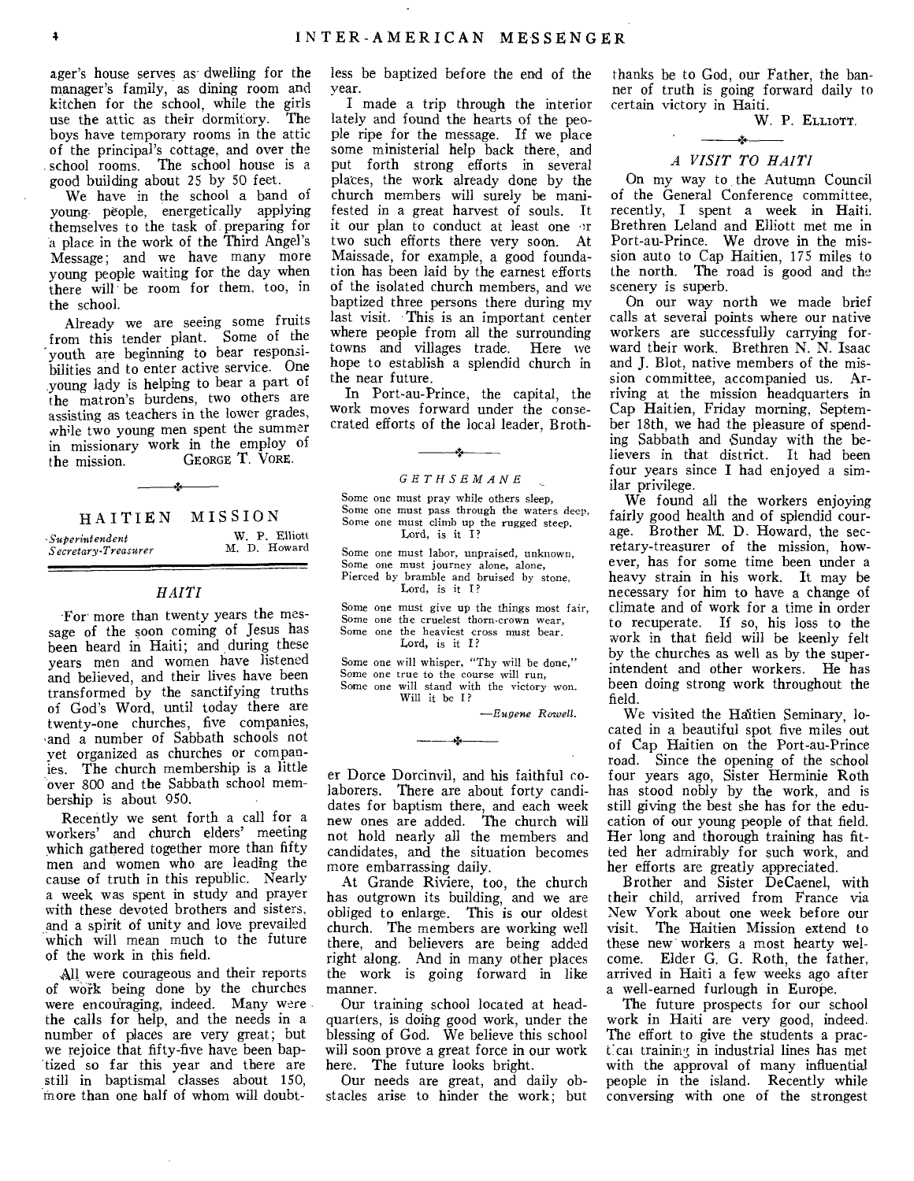ager's house serves as dwelling for the manager's family, as dining room and kitchen for the school, while the girls use the attic as their dormitory. The boys have temporary rooms in the attic of the principal's cottage, and over the school rooms. The school house is a good building about 25 by 50 feet.

We have in the school a band of young people, energetically applying themselves to the task of preparing for a place in the work of the Third Angel's Message; and we have many more young people waiting for the day when there will be room for them, too, in the school.

Already we are seeing some fruits from this tender plant. Some of the youth are beginning to bear responsibilities and to enter active service. One young lady is helping to bear a part of the matron's burdens, two others are assisting as teachers in the lower grades, while two young men spent the summer in missionary work in the employ of the mission. GEORGE T. VORE.

## HAITIEN MISSION

| | |
|---|---|
| *Superintendent* | W. P. Elliott |
| *Secretary-Treasurer* | M. D. Howard |

### *HAITI*

For more than twenty years the message of the soon coming of Jesus has been heard in Haiti; and during these years men and women have listened and believed, and their lives have been transformed by the sanctifying truths of God's Word, until today there are twenty-one churches, five companies, and a number of Sabbath schools not yet organized as churches or companies. The church membership is a little over 800 and the Sabbath school membership is about 950.

Recently we sent forth a call for a workers' and church elders' meeting which gathered together more than fifty men and women who are leading the cause of truth in this republic. Nearly a week was spent in study and prayer with these devoted brothers and sisters, and a spirit of unity and love prevailed which will mean much to the future of the work in this field.

All were courageous and their reports of work being done by the churches were encouraging, indeed. Many were the calls for help, and the needs in a number of places are very great; but we rejoice that fifty-five have been baptized so far this year and there are still in baptismal classes about 150, more than one half of whom will doubtless be baptized before the end of the year.

I made a trip through the interior lately and found the hearts of the people ripe for the message. If we place some ministerial help back there, and put forth strong efforts in several places, the work already done by the church members will surely be manifested in a great harvest of souls. It it our plan to conduct at least one or two such efforts there very soon. At Maissade, for example, a good foundation has been laid by the earnest efforts of the isolated church members, and we baptized three persons there during my last visit. This is an important center where people from all the surrounding towns and villages trade. Here we hope to establish a splendid church in the near future.

In Port-au-Prince, the capital, the work moves forward under the consecrated efforts of the local leader, Brother Dorce Dorcinvil, and his faithful colaborers. There are about forty candidates for baptism there, and each week new ones are added. The church will not hold nearly all the members and candidates, and the situation becomes more embarrassing daily.

At Grande Riviere, too, the church has outgrown its building, and we are obliged to enlarge. This is our oldest church. The members are working well there, and believers are being added right along. And in many other places the work is going forward in like manner.

Our training school located at headquarters, is doing good work, under the blessing of God. We believe this school will soon prove a great force in our work here. The future looks bright.

Our needs are great, and daily obstacles arise to hinder the work; but thanks be to God, our Father, the banner of truth is going forward daily to certain victory in Haiti.

W. P. ELLIOTT.

### *GETHSEMANE*

Some one must pray while others sleep,  
Some one must pass through the waters deep,  
Some one must climb up the rugged steep.  
Lord, is it I?

Some one must labor, unpraised, unknown,  
Some one must journey alone, alone,  
Pierced by bramble and bruised by stone,  
Lord, is it I?

Some one must give up the things most fair,  
Some one the cruelest thorn-crown wear,  
Some one the heaviest cross must bear.  
Lord, is it I?

Some one will whisper, "Thy will be done,"  
Some one true to the course will run,  
Some one will stand with the victory won.  
Will it be I?

—*Eugene Rowell.*

### *A VISIT TO HAITI*

On my way to the Autumn Council of the General Conference committee, recently, I spent a week in Haiti. Brethren Leland and Elliott met me in Port-au-Prince. We drove in the mission auto to Cap Haitien, 175 miles to the north. The road is good and the scenery is superb.

On our way north we made brief calls at several points where our native workers are successfully carrying forward their work. Brethren N. N. Isaac and J. Blot, native members of the mission committee, accompanied us. Arriving at the mission headquarters in Cap Haitien, Friday morning, September 18th, we had the pleasure of spending Sabbath and Sunday with the believers in that district. It had been four years since I had enjoyed a similar privilege.

We found all the workers enjoying fairly good health and of splendid courage. Brother M. D. Howard, the secretary-treasurer of the mission, however, has for some time been under a heavy strain in his work. It may be necessary for him to have a change of climate and of work for a time in order to recuperate. If so, his loss to the work in that field will be keenly felt by the churches as well as by the superintendent and other workers. He has been doing strong work throughout the field.

We visited the Haitien Seminary, located in a beautiful spot five miles out of Cap Haitien on the Port-au-Prince road. Since the opening of the school four years ago, Sister Herminie Roth has stood nobly by the work, and is still giving the best she has for the education of our young people of that field. Her long and thorough training has fitted her admirably for such work, and her efforts are greatly appreciated.

Brother and Sister DeCaenel, with their child, arrived from France via New York about one week before our visit. The Haitien Mission extend to these new workers a most hearty welcome. Elder G. G. Roth, the father, arrived in Haiti a few weeks ago after a well-earned furlough in Europe.

The future prospects for our school work in Haiti are very good, indeed. The effort to give the students a practical training in industrial lines has met with the approval of many influential people in the island. Recently while conversing with one of the strongest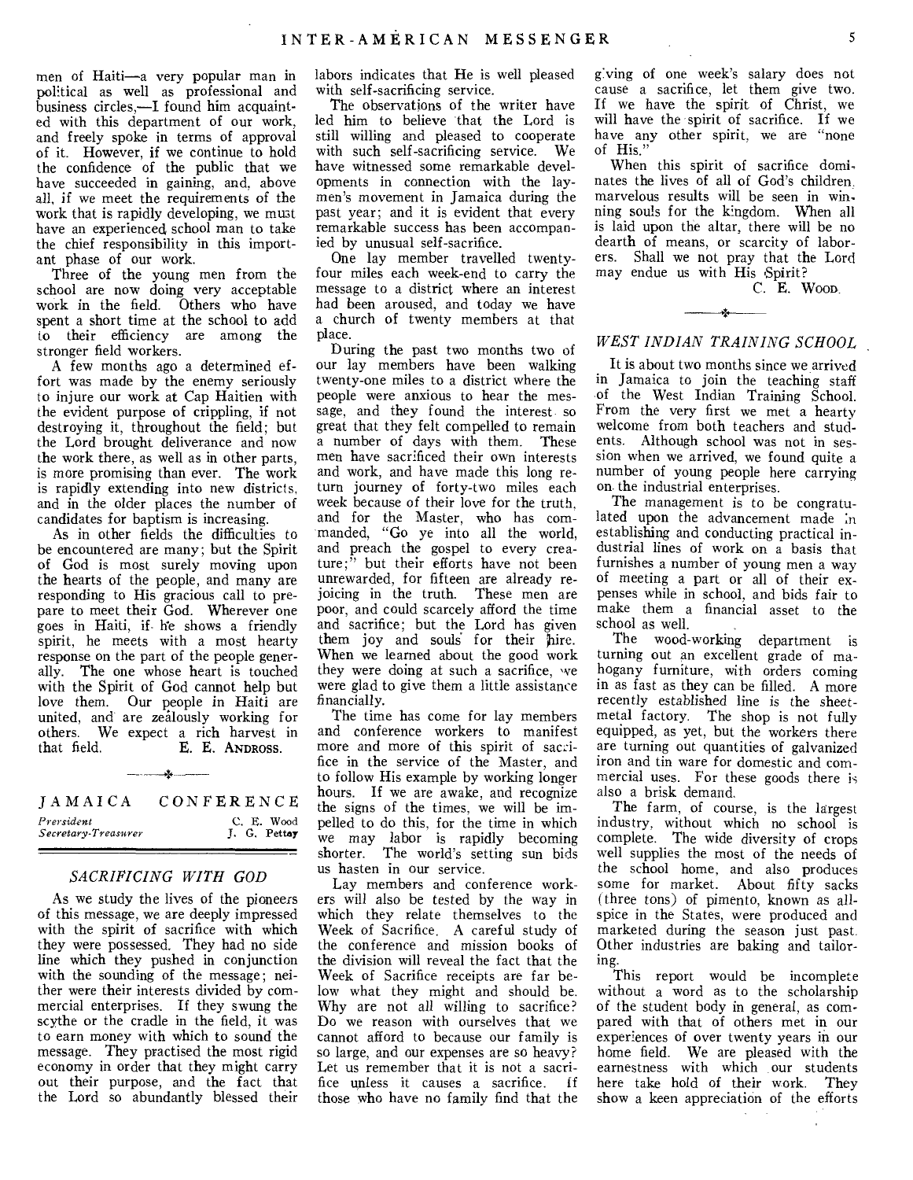men of Haiti—a very popular man in political as well as professional and business circles,—I found him acquainted with this department of our work, and freely spoke in terms of approval of it. However, if we continue to hold the confidence of the public that we have succeeded in gaining, and, above all, if we meet the requirements of the work that is rapidly developing, we must have an experienced school man to take the chief responsibility in this important phase of our work.

Three of the young men from the school are now doing very acceptable work in the field. Others who have spent a short time at the school to add to their efficiency are among the stronger field workers.

A few months ago a determined effort was made by the enemy seriously to injure our work at Cap Haitien with the evident purpose of crippling, if not destroying it, throughout the field; but the Lord brought deliverance and now the work there, as well as in other parts, is more promising than ever. The work is rapidly extending into new districts, and in the older places the number of candidates for baptism is increasing.

As in other fields the difficulties to be encountered are many; but the Spirit of God is most surely moving upon the hearts of the people, and many are responding to His gracious call to prepare to meet their God. Wherever one goes in Haiti, if he shows a friendly spirit, he meets with a most hearty response on the part of the people generally. The one whose heart is touched with the Spirit of God cannot help but love them. Our people in Haiti are united, and are zealously working for others. We expect a rich harvest in that field. E. E. ANDROSS.

## JAMAICA CONFERENCE

*President* C. E. Wood
*Secretary-Treasurer* J. G. Pettey

### SACRIFICING WITH GOD

As we study the lives of the pioneers of this message, we are deeply impressed with the spirit of sacrifice with which they were possessed. They had no side line which they pushed in conjunction with the sounding of the message; neither were their interests divided by commercial enterprises. If they swung the scythe or the cradle in the field, it was to earn money with which to sound the message. They practised the most rigid economy in order that they might carry out their purpose, and the fact that the Lord so abundantly blessed their labors indicates that He is well pleased with self-sacrificing service.

The observations of the writer have led him to believe that the Lord is still willing and pleased to cooperate with such self-sacrificing service. We have witnessed some remarkable developments in connection with the laymen's movement in Jamaica during the past year; and it is evident that every remarkable success has been accompanied by unusual self-sacrifice.

One lay member travelled twenty-four miles each week-end to carry the message to a district where an interest had been aroused, and today we have a church of twenty members at that place.

During the past two months two of our lay members have been walking twenty-one miles to a district where the people were anxious to hear the message, and they found the interest so great that they felt compelled to remain a number of days with them. These men have sacrificed their own interests and work, and have made this long return journey of forty-two miles each week because of their love for the truth, and for the Master, who has commanded, "Go ye into all the world, and preach the gospel to every creature;" but their efforts have not been unrewarded, for fifteen are already rejoicing in the truth. These men are poor, and could scarcely afford the time and sacrifice; but the Lord has given them joy and souls for their hire. When we learned about the good work they were doing at such a sacrifice, we were glad to give them a little assistance financially.

The time has come for lay members and conference workers to manifest more and more of this spirit of sacrifice in the service of the Master, and to follow His example by working longer hours. If we are awake, and recognize the signs of the times, we will be impelled to do this, for the time in which we may labor is rapidly becoming shorter. The world's setting sun bids us hasten in our service.

Lay members and conference workers will also be tested by the way in which they relate themselves to the Week of Sacrifice. A careful study of the conference and mission books of the division will reveal the fact that the Week of Sacrifice receipts are far below what they might and should be. Why are not all willing to sacrifice? Do we reason with ourselves that we cannot afford to because our family is so large, and our expenses are so heavy? Let us remember that it is not a sacrifice unless it causes a sacrifice. If those who have no family find that the giving of one week's salary does not cause a sacrifice, let them give two. If we have the spirit of Christ, we will have the spirit of sacrifice. If we have any other spirit, we are "none of His."

When this spirit of sacrifice dominates the lives of all of God's children, marvelous results will be seen in winning souls for the kingdom. When all is laid upon the altar, there will be no dearth of means, or scarcity of laborers. Shall we not pray that the Lord may endue us with His Spirit?

C. E. WOOD.

### WEST INDIAN TRAINING SCHOOL

It is about two months since we arrived in Jamaica to join the teaching staff of the West Indian Training School. From the very first we met a hearty welcome from both teachers and students. Although school was not in session when we arrived, we found quite a number of young people here carrying on the industrial enterprises.

The management is to be congratulated upon the advancement made in establishing and conducting practical industrial lines of work on a basis that furnishes a number of young men a way of meeting a part or all of their expenses while in school, and bids fair to make them a financial asset to the school as well.

The wood-working department is turning out an excellent grade of mahogany furniture, with orders coming in as fast as they can be filled. A more recently established line is the sheet-metal factory. The shop is not fully equipped, as yet, but the workers there are turning out quantities of galvanized iron and tin ware for domestic and commercial uses. For these goods there is also a brisk demand.

The farm, of course, is the largest industry, without which no school is complete. The wide diversity of crops well supplies the most of the needs of the school home, and also produces some for market. About fifty sacks (three tons) of pimento, known as allspice in the States, were produced and marketed during the season just past. Other industries are baking and tailoring.

This report would be incomplete without a word as to the scholarship of the student body in general, as compared with that of others met in our experiences of over twenty years in our home field. We are pleased with the earnestness with which our students here take hold of their work. They show a keen appreciation of the efforts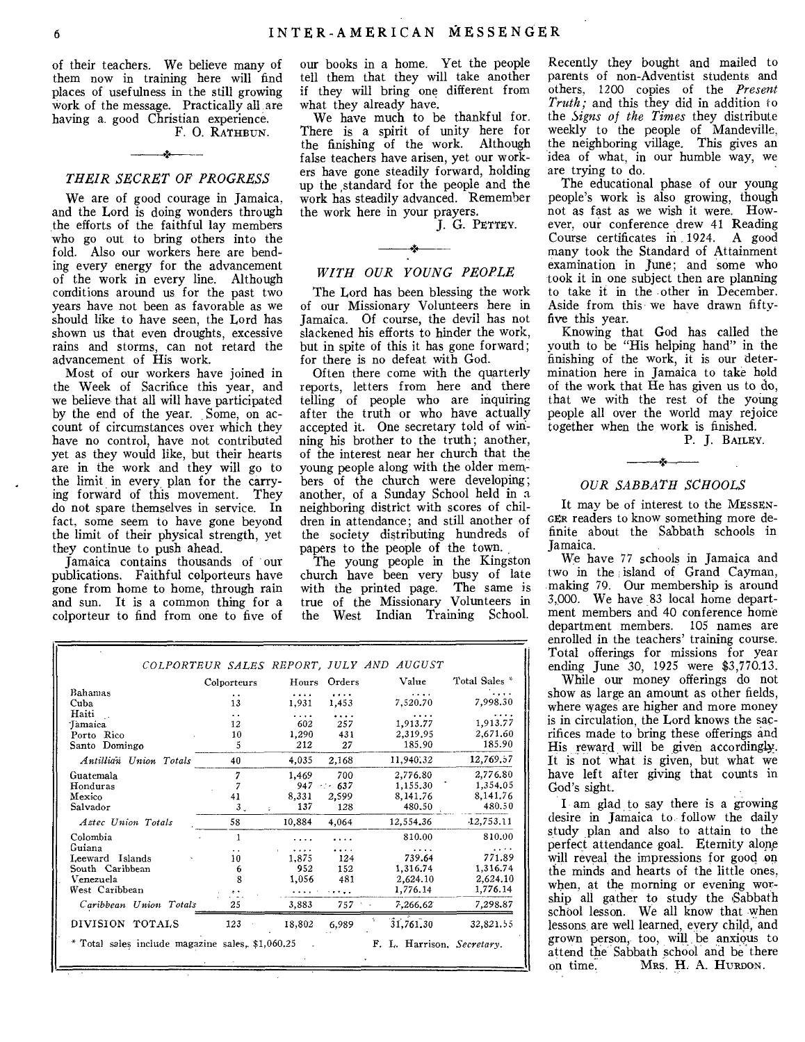of their teachers. We believe many of them now in training here will find places of usefulness in the still growing work of the message. Practically all are having a good Christian experience.

F. O. RATHBUN.

### THEIR SECRET OF PROGRESS

We are of good courage in Jamaica, and the Lord is doing wonders through the efforts of the faithful lay members who go out to bring others into the fold. Also our workers here are bending every energy for the advancement of the work in every line. Although conditions around us for the past two years have not been as favorable as we should like to have seen, the Lord has shown us that even droughts, excessive rains and storms, can not retard the advancement of His work.

Most of our workers have joined in the Week of Sacrifice this year, and we believe that all will have participated by the end of the year. Some, on account of circumstances over which they have no control, have not contributed yet as they would like, but their hearts are in the work and they will go to the limit in every plan for the carrying forward of this movement. They do not spare themselves in service. In fact, some seem to have gone beyond the limit of their physical strength, yet they continue to push ahead.

Jamaica contains thousands of our publications. Faithful colporteurs have gone from home to home, through rain and sun. It is a common thing for a colporteur to find from one to five of our books in a home. Yet the people tell them that they will take another if they will bring one different from what they already have.

We have much to be thankful for. There is a spirit of unity here for the finishing of the work. Although false teachers have arisen, yet our workers have gone steadily forward, holding up the standard for the people and the work has steadily advanced. Remember the work here in your prayers.

J. G. PETTEY.

### WITH OUR YOUNG PEOPLE

The Lord has been blessing the work of our Missionary Volunteers here in Jamaica. Of course, the devil has not slackened his efforts to hinder the work, but in spite of this it has gone forward; for there is no defeat with God.

Often there come with the quarterly reports, letters from here and there telling of people who are inquiring after the truth or who have actually accepted it. One secretary told of winning his brother to the truth; another, of the interest near her church that the young people along with the older members of the church were developing; another, of a Sunday School held in a neighboring district with scores of children in attendance; and still another of the society distributing hundreds of papers to the people of the town.

The young people in the Kingston church have been very busy of late with the printed page. The same is true of the Missionary Volunteers in the West Indian Training School. Recently they bought and mailed to parents of non-Adventist students and others, 1200 copies of the *Present Truth;* and this they did in addition to the *Signs of the Times* they distribute weekly to the people of Mandeville, the neighboring village. This gives an idea of what, in our humble way, we are trying to do.

The educational phase of our young people's work is also growing, though not as fast as we wish it were. However, our conference drew 41 Reading Course certificates in 1924. A good many took the Standard of Attainment examination in June; and some who took it in one subject then are planning to take it in the other in December. Aside from this we have drawn fifty-five this year.

Knowing that God has called the youth to be "His helping hand" in the finishing of the work, it is our determination here in Jamaica to take hold of the work that He has given us to do, that we with the rest of the young people all over the world may rejoice together when the work is finished.

P. J. BAILEY.

### OUR SABBATH SCHOOLS

It may be of interest to the MESSENGER readers to know something more definite about the Sabbath schools in Jamaica.

We have 77 schools in Jamaica and two in the island of Grand Cayman, making 79. Our membership is around 3,000. We have 83 local home department members and 40 conference home department members. 105 names are enrolled in the teachers' training course. Total offerings for missions for year ending June 30, 1925 were $3,770.13.

While our money offerings do not show as large an amount as other fields, where wages are higher and more money is in circulation, the Lord knows the sacrifices made to bring these offerings and His reward will be given accordingly. It is not what is given, but what we have left after giving that counts in God's sight.

I am glad to say there is a growing desire in Jamaica to follow the daily study plan and also to attain to the perfect attendance goal. Eternity alone will reveal the impressions for good on the minds and hearts of the little ones, when, at the morning or evening worship all gather to study the Sabbath school lesson. We all know that when lessons are well learned, every child, and grown person, too, will be anxious to attend the Sabbath school and be there on time.

MRS. H. A. HURDON.

*COLPORTEUR SALES REPORT, JULY AND AUGUST*

| | Colporteurs | Hours | Orders | Value | Total Sales * |
|---|---|---|---|---|---|
| Bahamas | .. | .... | .... | .... | .... |
| Cuba | 13 | 1,931 | 1,453 | 7,520.70 | 7,998.30 |
| Haiti | .. | .... | .... | .... | .... |
| Jamaica | 12 | 602 | 257 | 1,913.77 | 1,913.77 |
| Porto Rico | 10 | 1,290 | 431 | 2,319.95 | 2,671.60 |
| Santo Domingo | 5 | 212 | 27 | 185.90 | 185.90 |
| *Antillian Union Totals* | 40 | 4,035 | 2,168 | 11,940.32 | 12,769.57 |
| Guatemala | 7 | 1,469 | 700 | 2,776.80 | 2,776.80 |
| Honduras | 7 | 947 | 637 | 1,155.30 | 1,354.05 |
| Mexico | 41 | 8,331 | 2,599 | 8,141.76 | 8,141.76 |
| Salvador | 3 | 137 | 128 | 480.50 | 480.50 |
| *Aztec Union Totals* | 58 | 10,884 | 4,064 | 12,554.36 | 12,753.11 |
| Colombia | 1 | .... | .... | 810.00 | 810.00 |
| Guiana | .. | .... | .... | .... | .... |
| Leeward Islands | 10 | 1,875 | 124 | 739.64 | 771.89 |
| South Caribbean | 6 | 952 | 152 | 1,316.74 | 1,316.74 |
| Venezuela | 8 | 1,056 | 481 | 2,624.10 | 2,624.10 |
| West Caribbean | .. | .... | .... | 1,776.14 | 1,776.14 |
| *Caribbean Union Totals* | 25 | 3,883 | 757 | 7,266.62 | 7,298.87 |
| DIVISION TOTALS | 123 | 18,802 | 6,989 | 31,761.30 | 32,821.55 |

\* Total sales include magazine sales, $1,060.25 — F. L. Harrison, *Secretary.*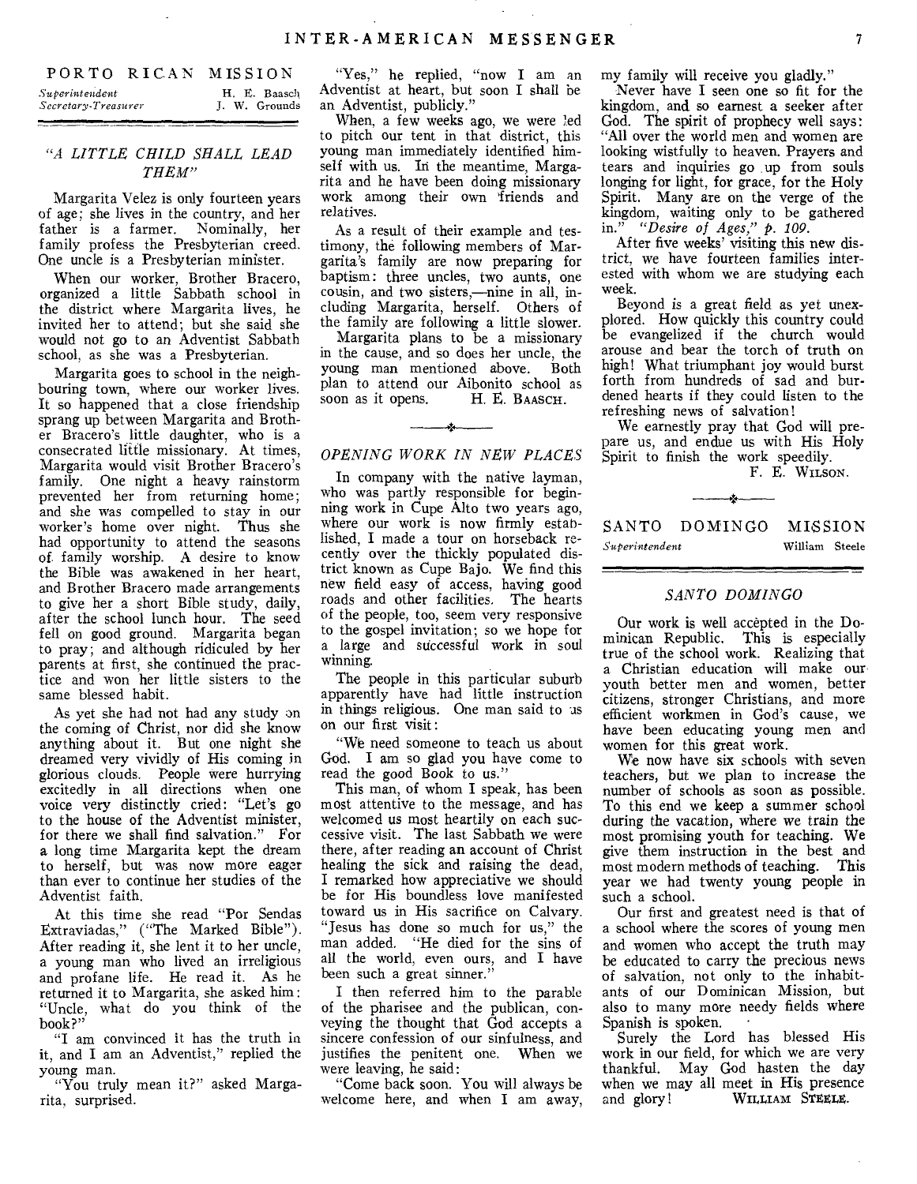## PORTO RICAN MISSION

| | |
|---|---|
| *Superintendent* | H. E. Baasch |
| *Secretary-Treasurer* | J. W. Grounds |

### *"A LITTLE CHILD SHALL LEAD THEM"*

Margarita Velez is only fourteen years of age; she lives in the country, and her father is a farmer. Nominally, her family profess the Presbyterian creed. One uncle is a Presbyterian minister.

When our worker, Brother Bracero, organized a little Sabbath school in the district where Margarita lives, he invited her to attend; but she said she would not go to an Adventist Sabbath school, as she was a Presbyterian.

Margarita goes to school in the neighbouring town, where our worker lives. It so happened that a close friendship sprang up between Margarita and Brother Bracero's little daughter, who is a consecrated little missionary. At times, Margarita would visit Brother Bracero's family. One night a heavy rainstorm prevented her from returning home; and she was compelled to stay in our worker's home over night. Thus she had opportunity to attend the seasons of family worship. A desire to know the Bible was awakened in her heart, and Brother Bracero made arrangements to give her a short Bible study, daily, after the school lunch hour. The seed fell on good ground. Margarita began to pray; and although ridiculed by her parents at first, she continued the practice and won her little sisters to the same blessed habit.

As yet she had not had any study on the coming of Christ, nor did she know anything about it. But one night she dreamed very vividly of His coming in glorious clouds. People were hurrying excitedly in all directions when one voice very distinctly cried: "Let's go to the house of the Adventist minister, for there we shall find salvation." For a long time Margarita kept the dream to herself, but was now more eager than ever to continue her studies of the Adventist faith.

At this time she read "Por Sendas Extraviadas," ("The Marked Bible"). After reading it, she lent it to her uncle, a young man who lived an irreligious and profane life. He read it. As he returned it to Margarita, she asked him: "Uncle, what do you think of the book?"

"I am convinced it has the truth in it, and I am an Adventist," replied the young man.

"You truly mean it?" asked Margarita, surprised.

"Yes," he replied, "now I am an Adventist at heart, but soon I shall be an Adventist, publicly."

When, a few weeks ago, we were led to pitch our tent in that district, this young man immediately identified himself with us. In the meantime, Margarita and he have been doing missionary work among their own friends and relatives.

As a result of their example and testimony, the following members of Margarita's family are now preparing for baptism: three uncles, two aunts, one cousin, and two sisters,—nine in all, including Margarita, herself. Others of the family are following a little slower.

Margarita plans to be a missionary in the cause, and so does her uncle, the young man mentioned above. Both plan to attend our Aibonito school as soon as it opens. H. E. BAASCH.

### *OPENING WORK IN NEW PLACES*

In company with the native layman, who was partly responsible for beginning work in Cupe Alto two years ago, where our work is now firmly established, I made a tour on horseback recently over the thickly populated district known as Cupe Bajo. We find this new field easy of access, having good roads and other facilities. The hearts of the people, too, seem very responsive to the gospel invitation; so we hope for a large and successful work in soul winning.

The people in this particular suburb apparently have had little instruction in things religious. One man said to us on our first visit:

"We need someone to teach us about God. I am so glad you have come to read the good Book to us."

This man, of whom I speak, has been most attentive to the message, and has welcomed us most heartily on each successive visit. The last Sabbath we were there, after reading an account of Christ healing the sick and raising the dead, I remarked how appreciative we should be for His boundless love manifested toward us in His sacrifice on Calvary. "Jesus has done so much for us," the man added. "He died for the sins of all the world, even ours, and I have been such a great sinner."

I then referred him to the parable of the pharisee and the publican, conveying the thought that God accepts a sincere confession of our sinfulness, and justifies the penitent one. When we were leaving, he said:

"Come back soon. You will always be welcome here, and when I am away, my family will receive you gladly."

Never have I seen one so fit for the kingdom, and so earnest a seeker after God. The spirit of prophecy well says: "All over the world men and women are looking wistfully to heaven. Prayers and tears and inquiries go up from souls longing for light, for grace, for the Holy Spirit. Many are on the verge of the kingdom, waiting only to be gathered in." *"Desire of Ages," p. 109.*

After five weeks' visiting this new district, we have fourteen families interested with whom we are studying each week.

Beyond is a great field as yet unexplored. How quickly this country could be evangelized if the church would arouse and bear the torch of truth on high! What triumphant joy would burst forth from hundreds of sad and burdened hearts if they could listen to the refreshing news of salvation!

We earnestly pray that God will prepare us, and endue us with His Holy Spirit to finish the work speedily.

F. E. WILSON.

## SANTO DOMINGO MISSION

| | |
|---|---|
| *Superintendent* | William Steele |

### *SANTO DOMINGO*

Our work is well accepted in the Dominican Republic. This is especially true of the school work. Realizing that a Christian education will make our youth better men and women, better citizens, stronger Christians, and more efficient workmen in God's cause, we have been educating young men and women for this great work.

We now have six schools with seven teachers, but we plan to increase the number of schools as soon as possible. To this end we keep a summer school during the vacation, where we train the most promising youth for teaching. We give them instruction in the best and most modern methods of teaching. This year we had twenty young people in such a school.

Our first and greatest need is that of a school where the scores of young men and women who accept the truth may be educated to carry the precious news of salvation, not only to the inhabitants of our Dominican Mission, but also to many more needy fields where Spanish is spoken.

Surely the Lord has blessed His work in our field, for which we are very thankful. May God hasten the day when we may all meet in His presence and glory! WILLIAM STEELE.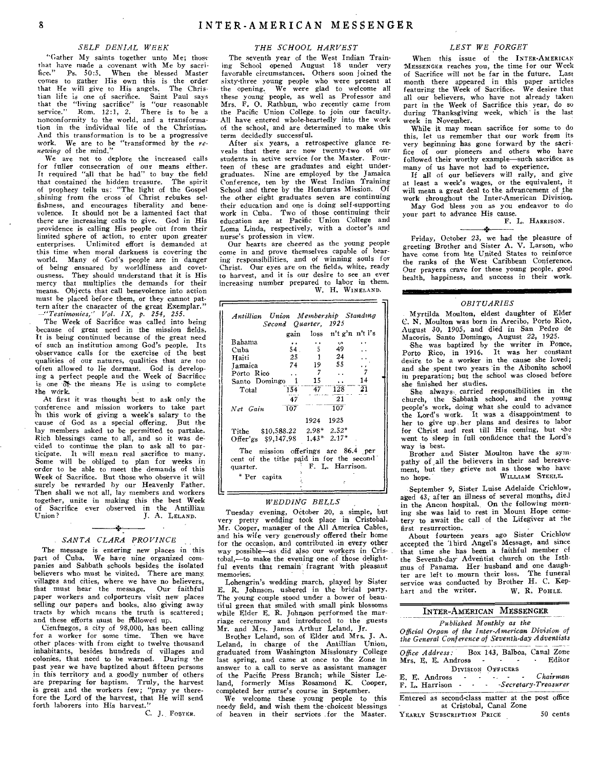## SELF DENIAL WEEK

"Gather My saints together unto Me; those that have made a covenant with Me by sacrifice." Ps. 50:5. When the blessed Master comes to gather His own this is the order that He will give to His angels. The Christian life is one of sacrifice. Saint Paul says that the "living sacrifice" is "our reasonable service." Rom. 12:1, 2. There is to be a nonconformity to the world, and a transformation in the individual life of the Christian. And this transformation is to be a progressive work. We are to be "transformed by the *renewing* of the mind."

We are not to deplore the increased calls for fuller consecration of our means either. It required "all that he had" to buy the field that contained the hidden treasure. The spirit of prophecy tells us: "The light of the Gospel shining from the cross of Christ rebukes selfishness, and encourages liberality and benevolence. It should not be a lamented fact that there are increasing calls to give. God in His providence is calling His people out from their limited sphere of action, to enter upon greater enterprises. Unlimited effort is demanded at this time when moral darkness is covering the world. Many of God's people are in danger of being ensnared by worldliness and covetousness. They should understand that it is His mercy that multiplies the demands for their means. Objects that call benevolence into action must be placed before them, or they cannot pattern after the character of the great Exemplar." —*"Testimonies," Vol. IX, p. 254, 255.*

The Week of Sacrifice was called into being because of great need in the mission fields. It is being continued because of the great need of such an institution among God's people. Its observance calls for the exercise of the best qualities of our natures, qualities that are too often allowed to lie dormant. God is developing a perfect people and the Week of Sacrifice is one of the means He is using to complete the work.

At first it was thought best to ask only the conference and mission workers to take part in this work of giving a week's salary to the cause of God as a special offering. But the lay members asked to be permitted to partake. Rich blessings came to all, and so it was decided to continue the plan to ask all to participate. It will mean real sacrifice to many. Some will be obliged to plan for weeks in order to be able to meet the demands of this Week of Sacrifice. But those who observe it will surely be rewarded by our Heavenly Father. Then shall we not all, lay members and workers together, unite in making this the best Week of Sacrifice ever observed in the Antillian Union?

J. A. LELAND.

## SANTA CLARA PROVINCE

The message is entering new places in this part of Cuba. We have nine organized companies and Sabbath schools besides the isolated believers who must be visited. There are many villages and cities, where we have no believers, that must hear the message. Our faithful paper workers and colporteurs visit new places selling our papers and books, also giving away tracts by which means the truth is scattered; and these efforts must be followed up.

Cienfuegos, a city of 98,000, has been calling for a worker for some time. Then we have other places with from eight to twelve thousand inhabitants, besides hundreds of villages and colonies, that need to be warned. During the past year we have baptized about fifteen persons in this territory and a goodly number of others are preparing for baptism. Truly, the harvest is great and the workers few; "pray ye therefore the Lord of the harvest, that He will send forth laborers into His harvest."

C. J. FOSTER.

## THE SCHOOL HARVEST

The seventh year of the West Indian Training School opened August 18 under very favorable circumstances. Others soon joined the sixty-three young people who were present at the opening. We were glad to welcome all these young people, as well as Professor and Mrs. F. O. Rathbun, who recently came from the Pacific Union College to join our faculty. All have entered whole-heartedly into the work of the school, and are determined to make this term decidedly successful.

After six years, a retrospective glance reveals that there are now twenty-two of our students in active service for the Master. Fourteen of these are graduates and eight undergraduates. Nine are employed by the Jamaica Conference, ten by the West Indian Training School and three by the Honduras Mission. Of the other eight graduates seven are continuing their education and one is doing self-supporting work in Cuba. Two of those continuing their education are at Pacific Union College and Loma Linda, respectively, with a doctor's and nurse's profession in view.

Our hearts are cheered as the young people come in and prove themselves capable of bearing responsibilities, and of winning souls for Christ. Our eyes are on the fields, white, ready to harvest, and it is our desire to see an ever increasing number prepared to labor in them.

W. H. WINELAND.

*Antillian Union Membership Standing*
*Second Quarter, 1925*

| | gain | loss | n't g'n | n't l's |
|---|---|---|---|---|
| Bahama | .. | .. | .. | .. |
| Cuba | 54 | 5 | 49 | .. |
| Haiti | 25 | 1 | 24 | .. |
| Jamaica | 74 | 19 | 55 | .. |
| Porto Rico | .. | 7 | .. | 7 |
| Santo Domingo | 1 | 15 | .. | 14 |
| Total | 154 | 47 | 128 | 21 |
| | 47 | | 21 | |
| *Net Gain* | 107 | | 107 | |

| | | 1924 | 1925 |
|---|---|---|---|
| Tithe | \$10,588.22 | 2.98* | 2.52* |
| Offer'gs | \$9,147.98 | 1.43* | 2.17* |

The mission offerings are 86.4 per cent of the tithe paid in for the second quarter.

F. L. Harrison.

\* Per capita

## WEDDING BELLS

Tuesday evening, October 20, a simple, but very pretty wedding took place in Cristobal. Mr. Cooper, manager of the All America Cables, and his wife very generously offered their home for the occasion, and contributed in every other way possible—as did also our workers in Cristobal,—to make the evening one of those delightful events that remain fragrant with pleasant memories.

Lohengrin's wedding march, played by Sister E. R. Johnson, ushered in the bridal party. The young couple stood under a bower of beautiful green that smiled with small pink blossoms while Elder E. R. Johnson performed the marriage ceremony and introduced to the guests Mr. and Mrs. James Arthur Leland, Jr.

Brother Leland, son of Elder and Mrs. J. A. Leland, in charge of the Antillian Union, graduated from Washington Missionary College last spring, and came at once to the Zone in answer to a call to serve as assistant manager of the Pacific Press Branch; while Sister Leland, formerly Miss Rosamond K. Cooper, completed her nurse's course in September.

We welcome these young people to this needy field, and wish them the choicest blessings of heaven in their services for the Master.

## LEST WE FORGET

When this issue of the INTER-AMERICAN MESSENGER reaches you, the time for our Week of Sacrifice will not be far in the future. Last month there appeared in this paper articles featuring the Week of Sacrifice. We desire that all our believers, who have not already taken part in the Week of Sacrifice this year, do so during Thanksgiving week, which is the last week in November.

While it may mean sacrifice for some to do this, let us remember that our work from its very beginning has gone forward by the sacrifice of our pioneers and others who have followed their worthy example—such sacrifice as many of us have not had to experience.

If all of our believers will rally, and give at least a week's wages, or the equivalent, it will mean a great deal to the advancement of the work throughout the Inter-American Division.

May God bless you as you endeavor to do your part to advance His cause.

F. L. HARRISON.

Friday, October 23, we had the pleasure of greeting Brother and Sister A. V. Larson, who have come from hte United States to reinforce the ranks of the West Caribbean Conference. Our prayers crave for these young people, good health, happiness, and success in their work.

## OBITUARIES

Myrtilda Moulton, eldest daughter of Elder C. N. Moulton was born in Arecibo, Porto Rico, August 30, 1905, and died in San Pedro de Macoris, Santo Domingo, August 22, 1925.

She was baptized by the writer in Ponce, Porto Rico, in 1916. It was her constant desire to be a worker in the cause she loved; and she spent two years in the Aibonito school in preparation; but the school was closed before she finished her studies.

She always carried responsibilities in the church, the Sabbath school, and the young people's work, doing what she could to advance the Lord's work. It was a disappointment to her to give up her plans and desires to labor for Christ and rest till His coming, but she went to sleep in full confidence that the Lord's way is best.

Brother and Sister Moulton have the sympathy of all the believers in their sad bereavement, but they grieve not as those who have no hope.

WILLIAM STEELE.

September 9, Sister Luise Adelaide Crichlow, aged 43, after an illness of several months, died in the Ancon hospital. On the following morning she was laid to rest in Mount Hope cemetery to await the call of the Lifegiver at the first resurrection.

About fourteen years ago Sister Crichlow accepted the Third Angel's Message, and since that time she has been a faithful member of the Seventh-day Adventist church on the Isthmus of Panama. Her husband and one daughter are left to mourn their loss. The funeral service was conducted by Brother H. C. Kephart and the writer.

W. R. POHLE.

## INTER-AMERICAN MESSENGER

*Published Monthly as the*
*Official Organ of the Inter-American Division of the General Conference of Seventh-day Adventists*

*Office Address:* Box 143, Balboa, Canal Zone
Mrs. E. E. Andross - - - - - Editor

DIVISION OFFICERS

E. E. Andross - - - - - *Chairman*
F. L. Harrison - - - - *Secretary-Treasurer*

Entered as second-class matter at the post office at Cristobal, Canal Zone

YEARLY SUBSCRIPTION PRICE 50 cents